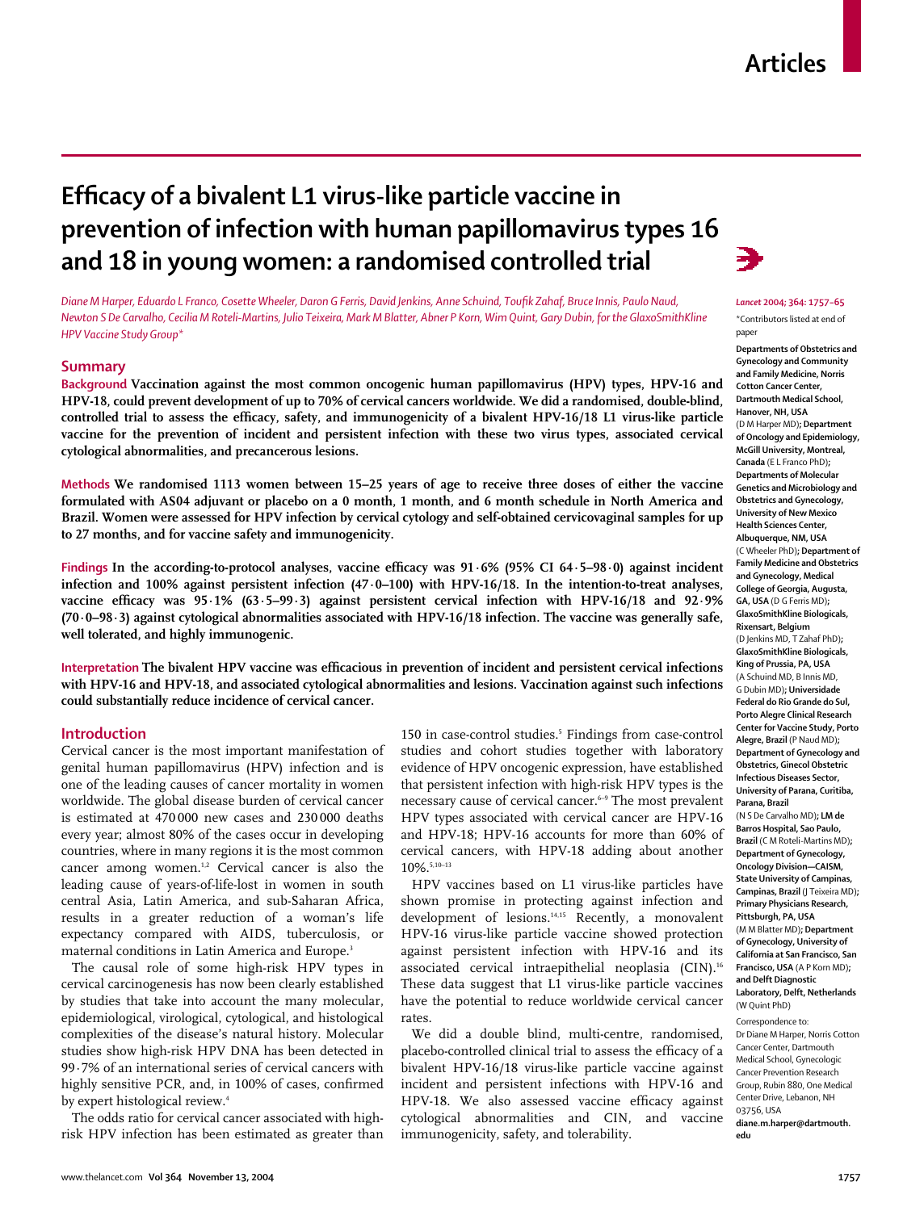# Efficacy of a bivalent L1 virus-like particle vaccine in prevention of infection with human papillomavirus types 16 and 18 in young women: a randomised controlled trial

*Diane M Harper, Eduardo L Franco, Cosette Wheeler, Daron G Ferris, David Jenkins, Anne Schuind, Toufik Zahaf, Bruce Innis, Paulo Naud, Newton S De Carvalho, Cecilia M Roteli-Martins, Julio Teixeira, Mark M Blatter, Abner P Korn, Wim Quint, Gary Dubin, for the GlaxoSmithKline HPV Vaccine Study Group\**

*Lancet* 2004; 364: 1757–65

\*Contributors listed at end of paper

**Departments of Obstetrics and Gynecology and Community and Family Medicine, Norris Cotton Cancer Center, Dartmouth Medical School, Hanover, NH, USA** (D M Harper MD); **Department of Oncology and Epidemiology, McGill University, Montreal, Canada** (E L Franco PhD); **Departments of Molecular Genetics and Microbiology and Obstetrics and Gynecology, University of New Mexico Health Sciences Center, Albuquerque, NM, USA** (C Wheeler PhD); **Department of Family Medicine and Obstetrics and Gynecology, Medical College of Georgia, Augusta, GA, USA** (D G Ferris MD); **GlaxoSmithKline Biologicals, Rixensart, Belgium** (D Jenkins MD, T Zahaf PhD); **GlaxoSmithKline Biologicals, King of Prussia, PA, USA** (A Schuind MD, B Innis MD, G Dubin MD); **Universidade Federal do Rio Grande do Sul, Porto Alegre Clinical Research Center for Vaccine Study, Porto Alegre, Brazil** (P Naud MD); **Department of Gynecology and Obstetrics, Ginecol Obstetric Infectious Diseases Sector, University of Parana, Curitiba, Parana, Brazil** (N S De Carvalho MD); **LM de Barros Hospital, Sao Paulo, Brazil** (C M Roteli-Martins MD); **Department of Gynecology, Oncology Division—CAISM, State University of Campinas, Campinas, Brazil** (J Teixeira MD); **Primary Physicians Research, Pittsburgh, PA, USA** (M M Blatter MD); **Department of Gynecology, University of California at San Francisco, San Francisco, USA** (A P Korn MD); **and Delft Diagnostic Laboratory, Delft, Netherlands** (W Quint PhD)

Correspondence to: Dr Diane M Harper, Norris Cotton Cancer Center, Dartmouth Medical School, Gynecologic Cancer Prevention Research Group, Rubin 880, One Medical Center Drive, Lebanon, NH 03756, USA **diane.m.harper@dartmouth.edu**

## Summary

**Background** **Vaccination against the most common oncogenic human papillomavirus (HPV) types, HPV-16 and HPV-18, could prevent development of up to 70% of cervical cancers worldwide. We did a randomised, double-blind, controlled trial to assess the efficacy, safety, and immunogenicity of a bivalent HPV-16/18 L1 virus-like particle vaccine for the prevention of incident and persistent infection with these two virus types, associated cervical cytological abnormalities, and precancerous lesions.**

**Methods** **We randomised 1113 women between 15–25 years of age to receive three doses of either the vaccine formulated with AS04 adjuvant or placebo on a 0 month, 1 month, and 6 month schedule in North America and Brazil. Women were assessed for HPV infection by cervical cytology and self-obtained cervicovaginal samples for up to 27 months, and for vaccine safety and immunogenicity.**

**Findings** **In the according-to-protocol analyses, vaccine efficacy was 91·6% (95% CI 64·5–98·0) against incident infection and 100% against persistent infection (47·0–100) with HPV-16/18. In the intention-to-treat analyses, vaccine efficacy was 95·1% (63·5–99·3) against persistent cervical infection with HPV-16/18 and 92·9% (70·0–98·3) against cytological abnormalities associated with HPV-16/18 infection. The vaccine was generally safe, well tolerated, and highly immunogenic.**

**Interpretation** **The bivalent HPV vaccine was efficacious in prevention of incident and persistent cervical infections with HPV-16 and HPV-18, and associated cytological abnormalities and lesions. Vaccination against such infections could substantially reduce incidence of cervical cancer.**

## Introduction

Cervical cancer is the most important manifestation of genital human papillomavirus (HPV) infection and is one of the leading causes of cancer mortality in women worldwide. The global disease burden of cervical cancer is estimated at 470 000 new cases and 230 000 deaths every year; almost 80% of the cases occur in developing countries, where in many regions it is the most common cancer among women.[1,2] Cervical cancer is also the leading cause of years-of-life-lost in women in south central Asia, Latin America, and sub-Saharan Africa, results in a greater reduction of a woman's life expectancy compared with AIDS, tuberculosis, or maternal conditions in Latin America and Europe.[3]

The causal role of some high-risk HPV types in cervical carcinogenesis has now been clearly established by studies that take into account the many molecular, epidemiological, virological, cytological, and histological complexities of the disease's natural history. Molecular studies show high-risk HPV DNA has been detected in 99·7% of an international series of cervical cancers with highly sensitive PCR, and, in 100% of cases, confirmed by expert histological review.[4]

The odds ratio for cervical cancer associated with high-risk HPV infection has been estimated as greater than 150 in case-control studies.[5] Findings from case-control studies and cohort studies together with laboratory evidence of HPV oncogenic expression, have established that persistent infection with high-risk HPV types is the necessary cause of cervical cancer.[6–9] The most prevalent HPV types associated with cervical cancer are HPV-16 and HPV-18; HPV-16 accounts for more than 60% of cervical cancers, with HPV-18 adding about another 10%.[5,10–13]

HPV vaccines based on L1 virus-like particles have shown promise in protecting against infection and development of lesions.[14,15] Recently, a monovalent HPV-16 virus-like particle vaccine showed protection against persistent infection with HPV-16 and its associated cervical intraepithelial neoplasia (CIN).[16] These data suggest that L1 virus-like particle vaccines have the potential to reduce worldwide cervical cancer rates.

We did a double blind, multi-centre, randomised, placebo-controlled clinical trial to assess the efficacy of a bivalent HPV-16/18 virus-like particle vaccine against incident and persistent infections with HPV-16 and HPV-18. We also assessed vaccine efficacy against cytological abnormalities and CIN, and vaccine immunogenicity, safety, and tolerability.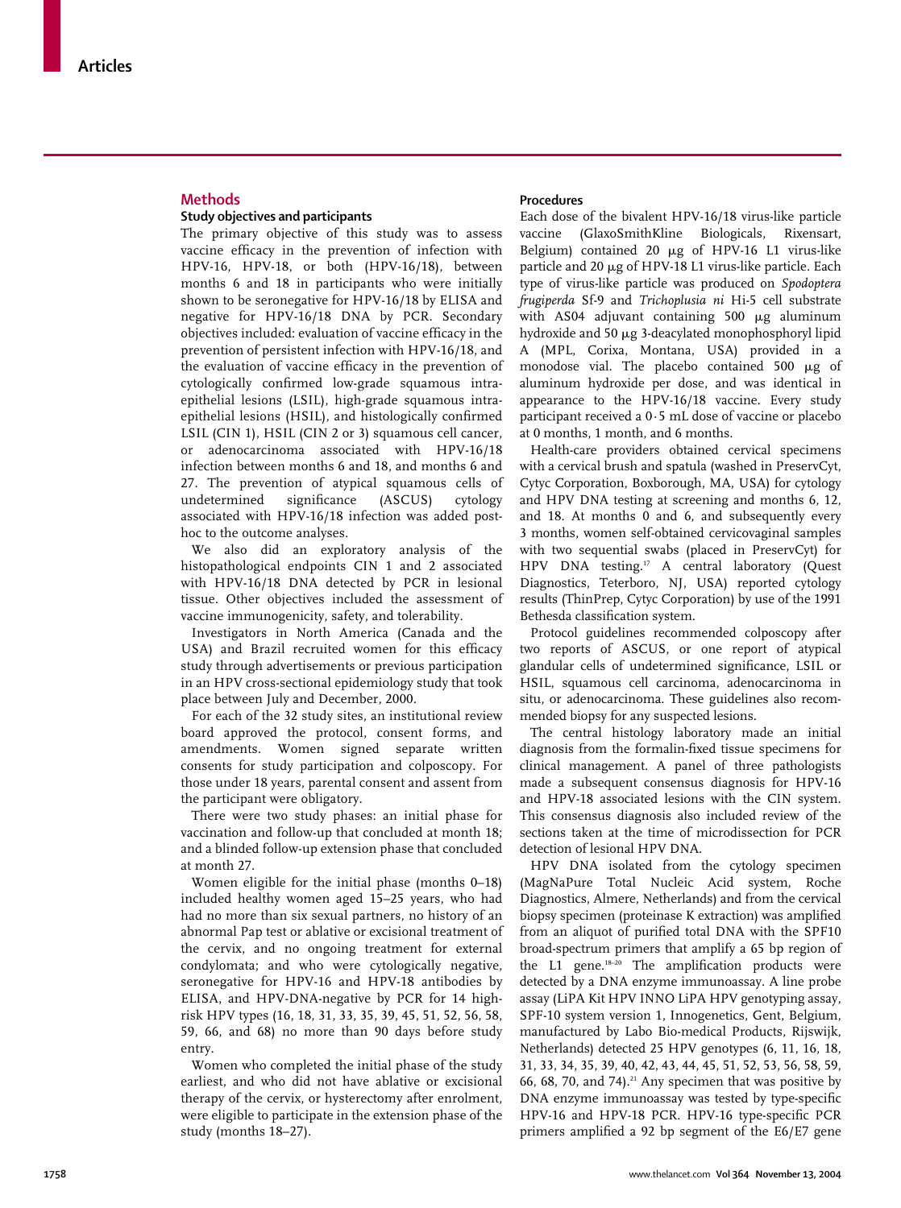## Methods

### Study objectives and participants

The primary objective of this study was to assess vaccine efficacy in the prevention of infection with HPV-16, HPV-18, or both (HPV-16/18), between months 6 and 18 in participants who were initially shown to be seronegative for HPV-16/18 by ELISA and negative for HPV-16/18 DNA by PCR. Secondary objectives included: evaluation of vaccine efficacy in the prevention of persistent infection with HPV-16/18, and the evaluation of vaccine efficacy in the prevention of cytologically confirmed low-grade squamous intraepithelial lesions (LSIL), high-grade squamous intraepithelial lesions (HSIL), and histologically confirmed LSIL (CIN 1), HSIL (CIN 2 or 3) squamous cell cancer, or adenocarcinoma associated with HPV-16/18 infection between months 6 and 18, and months 6 and 27. The prevention of atypical squamous cells of undetermined significance (ASCUS) cytology associated with HPV-16/18 infection was added post-hoc to the outcome analyses.

We also did an exploratory analysis of the histopathological endpoints CIN 1 and 2 associated with HPV-16/18 DNA detected by PCR in lesional tissue. Other objectives included the assessment of vaccine immunogenicity, safety, and tolerability.

Investigators in North America (Canada and the USA) and Brazil recruited women for this efficacy study through advertisements or previous participation in an HPV cross-sectional epidemiology study that took place between July and December, 2000.

For each of the 32 study sites, an institutional review board approved the protocol, consent forms, and amendments. Women signed separate written consents for study participation and colposcopy. For those under 18 years, parental consent and assent from the participant were obligatory.

There were two study phases: an initial phase for vaccination and follow-up that concluded at month 18; and a blinded follow-up extension phase that concluded at month 27.

Women eligible for the initial phase (months 0–18) included healthy women aged 15–25 years, who had had no more than six sexual partners, no history of an abnormal Pap test or ablative or excisional treatment of the cervix, and no ongoing treatment for external condylomata; and who were cytologically negative, seronegative for HPV-16 and HPV-18 antibodies by ELISA, and HPV-DNA-negative by PCR for 14 high-risk HPV types (16, 18, 31, 33, 35, 39, 45, 51, 52, 56, 58, 59, 66, and 68) no more than 90 days before study entry.

Women who completed the initial phase of the study earliest, and who did not have ablative or excisional therapy of the cervix, or hysterectomy after enrolment, were eligible to participate in the extension phase of the study (months 18–27).

### Procedures

Each dose of the bivalent HPV-16/18 virus-like particle vaccine (GlaxoSmithKline Biologicals, Rixensart, Belgium) contained 20 μg of HPV-16 L1 virus-like particle and 20 μg of HPV-18 L1 virus-like particle. Each type of virus-like particle was produced on *Spodoptera frugiperda* Sf-9 and *Trichoplusia ni* Hi-5 cell substrate with AS04 adjuvant containing 500 μg aluminum hydroxide and 50 μg 3-deacylated monophosphoryl lipid A (MPL, Corixa, Montana, USA) provided in a monodose vial. The placebo contained 500 μg of aluminum hydroxide per dose, and was identical in appearance to the HPV-16/18 vaccine. Every study participant received a 0·5 mL dose of vaccine or placebo at 0 months, 1 month, and 6 months.

Health-care providers obtained cervical specimens with a cervical brush and spatula (washed in PreservCyt, Cytyc Corporation, Boxborough, MA, USA) for cytology and HPV DNA testing at screening and months 6, 12, and 18. At months 0 and 6, and subsequently every 3 months, women self-obtained cervicovaginal samples with two sequential swabs (placed in PreservCyt) for HPV DNA testing.[17] A central laboratory (Quest Diagnostics, Teterboro, NJ, USA) reported cytology results (ThinPrep, Cytyc Corporation) by use of the 1991 Bethesda classification system.

Protocol guidelines recommended colposcopy after two reports of ASCUS, or one report of atypical glandular cells of undetermined significance, LSIL or HSIL, squamous cell carcinoma, adenocarcinoma in situ, or adenocarcinoma. These guidelines also recommended biopsy for any suspected lesions.

The central histology laboratory made an initial diagnosis from the formalin-fixed tissue specimens for clinical management. A panel of three pathologists made a subsequent consensus diagnosis for HPV-16 and HPV-18 associated lesions with the CIN system. This consensus diagnosis also included review of the sections taken at the time of microdissection for PCR detection of lesional HPV DNA.

HPV DNA isolated from the cytology specimen (MagNaPure Total Nucleic Acid system, Roche Diagnostics, Almere, Netherlands) and from the cervical biopsy specimen (proteinase K extraction) was amplified from an aliquot of purified total DNA with the SPF10 broad-spectrum primers that amplify a 65 bp region of the L1 gene.[18–20] The amplification products were detected by a DNA enzyme immunoassay. A line probe assay (LiPA Kit HPV INNO LiPA HPV genotyping assay, SPF-10 system version 1, Innogenetics, Gent, Belgium, manufactured by Labo Bio-medical Products, Rijswijk, Netherlands) detected 25 HPV genotypes (6, 11, 16, 18, 31, 33, 34, 35, 39, 40, 42, 43, 44, 45, 51, 52, 53, 56, 58, 59, 66, 68, 70, and 74).[21] Any specimen that was positive by DNA enzyme immunoassay was tested by type-specific HPV-16 and HPV-18 PCR. HPV-16 type-specific PCR primers amplified a 92 bp segment of the E6/E7 gene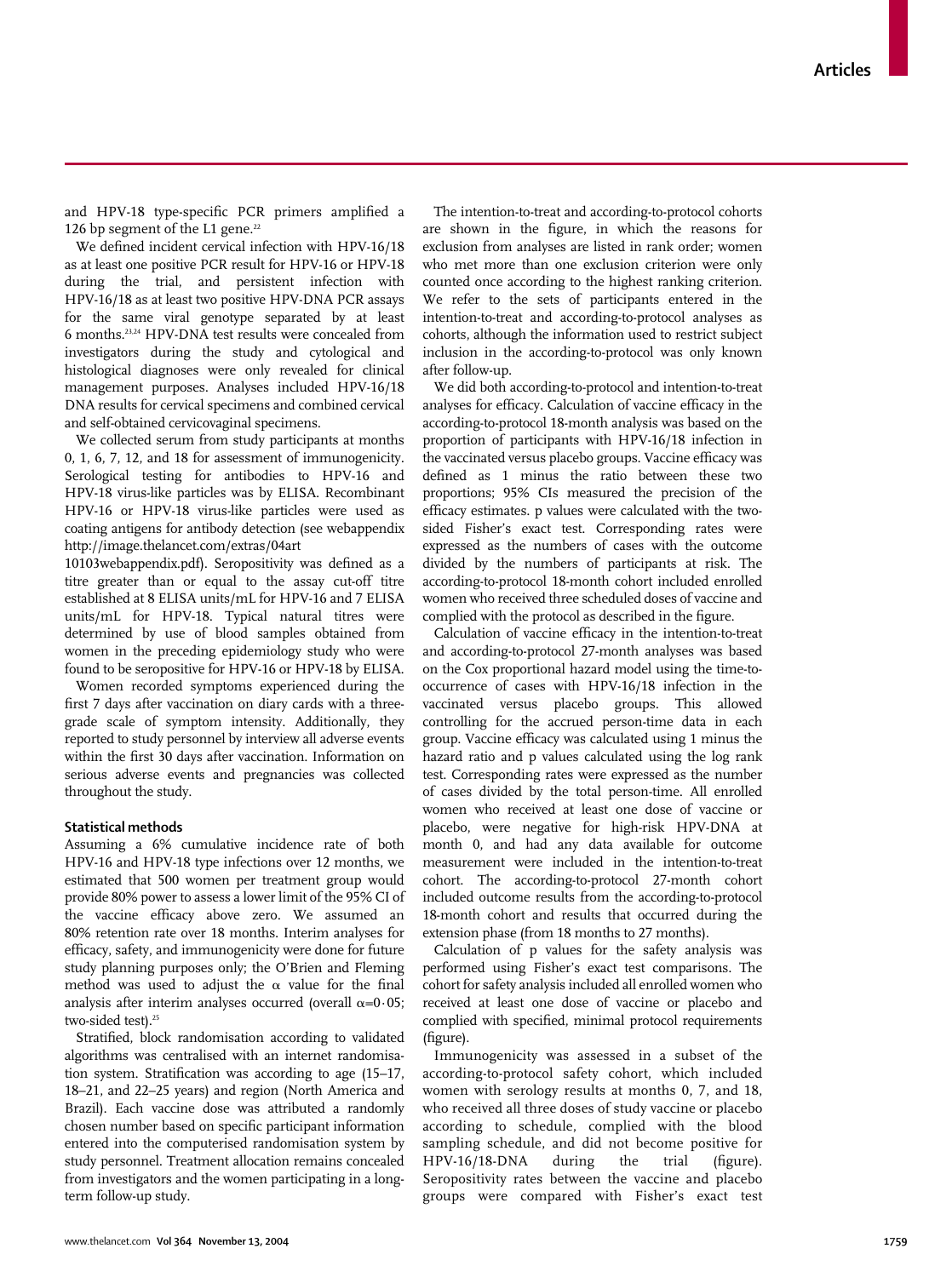and HPV-18 type-specific PCR primers amplified a 126 bp segment of the L1 gene.[22]

We defined incident cervical infection with HPV-16/18 as at least one positive PCR result for HPV-16 or HPV-18 during the trial, and persistent infection with HPV-16/18 as at least two positive HPV-DNA PCR assays for the same viral genotype separated by at least 6 months.[23,24] HPV-DNA test results were concealed from investigators during the study and cytological and histological diagnoses were only revealed for clinical management purposes. Analyses included HPV-16/18 DNA results for cervical specimens and combined cervical and self-obtained cervicovaginal specimens.

We collected serum from study participants at months 0, 1, 6, 7, 12, and 18 for assessment of immunogenicity. Serological testing for antibodies to HPV-16 and HPV-18 virus-like particles was by ELISA. Recombinant HPV-16 or HPV-18 virus-like particles were used as coating antigens for antibody detection (see webappendix http://image.thelancet.com/extras/04art10103webappendix.pdf). Seropositivity was defined as a titre greater than or equal to the assay cut-off titre established at 8 ELISA units/mL for HPV-16 and 7 ELISA units/mL for HPV-18. Typical natural titres were determined by use of blood samples obtained from women in the preceding epidemiology study who were found to be seropositive for HPV-16 or HPV-18 by ELISA.

Women recorded symptoms experienced during the first 7 days after vaccination on diary cards with a three-grade scale of symptom intensity. Additionally, they reported to study personnel by interview all adverse events within the first 30 days after vaccination. Information on serious adverse events and pregnancies was collected throughout the study.

### Statistical methods

Assuming a 6% cumulative incidence rate of both HPV-16 and HPV-18 type infections over 12 months, we estimated that 500 women per treatment group would provide 80% power to assess a lower limit of the 95% CI of the vaccine efficacy above zero. We assumed an 80% retention rate over 18 months. Interim analyses for efficacy, safety, and immunogenicity were done for future study planning purposes only; the O'Brien and Fleming method was used to adjust the $\alpha$ value for the final analysis after interim analyses occurred (overall $\alpha$=0·05; two-sided test).[25]

Stratified, block randomisation according to validated algorithms was centralised with an internet randomisation system. Stratification was according to age (15–17, 18–21, and 22–25 years) and region (North America and Brazil). Each vaccine dose was attributed a randomly chosen number based on specific participant information entered into the computerised randomisation system by study personnel. Treatment allocation remains concealed from investigators and the women participating in a long-term follow-up study.

The intention-to-treat and according-to-protocol cohorts are shown in the figure, in which the reasons for exclusion from analyses are listed in rank order; women who met more than one exclusion criterion were only counted once according to the highest ranking criterion. We refer to the sets of participants entered in the intention-to-treat and according-to-protocol analyses as cohorts, although the information used to restrict subject inclusion in the according-to-protocol was only known after follow-up.

We did both according-to-protocol and intention-to-treat analyses for efficacy. Calculation of vaccine efficacy in the according-to-protocol 18-month analysis was based on the proportion of participants with HPV-16/18 infection in the vaccinated versus placebo groups. Vaccine efficacy was defined as 1 minus the ratio between these two proportions; 95% CIs measured the precision of the efficacy estimates. p values were calculated with the two-sided Fisher's exact test. Corresponding rates were expressed as the numbers of cases with the outcome divided by the numbers of participants at risk. The according-to-protocol 18-month cohort included enrolled women who received three scheduled doses of vaccine and complied with the protocol as described in the figure.

Calculation of vaccine efficacy in the intention-to-treat and according-to-protocol 27-month analyses was based on the Cox proportional hazard model using the time-to-occurrence of cases with HPV-16/18 infection in the vaccinated versus placebo groups. This allowed controlling for the accrued person-time data in each group. Vaccine efficacy was calculated using 1 minus the hazard ratio and p values calculated using the log rank test. Corresponding rates were expressed as the number of cases divided by the total person-time. All enrolled women who received at least one dose of vaccine or placebo, were negative for high-risk HPV-DNA at month 0, and had any data available for outcome measurement were included in the intention-to-treat cohort. The according-to-protocol 27-month cohort included outcome results from the according-to-protocol 18-month cohort and results that occurred during the extension phase (from 18 months to 27 months).

Calculation of p values for the safety analysis was performed using Fisher's exact test comparisons. The cohort for safety analysis included all enrolled women who received at least one dose of vaccine or placebo and complied with specified, minimal protocol requirements (figure).

Immunogenicity was assessed in a subset of the according-to-protocol safety cohort, which included women with serology results at months 0, 7, and 18, who received all three doses of study vaccine or placebo according to schedule, complied with the blood sampling schedule, and did not become positive for HPV-16/18-DNA during the trial (figure). Seropositivity rates between the vaccine and placebo groups were compared with Fisher's exact test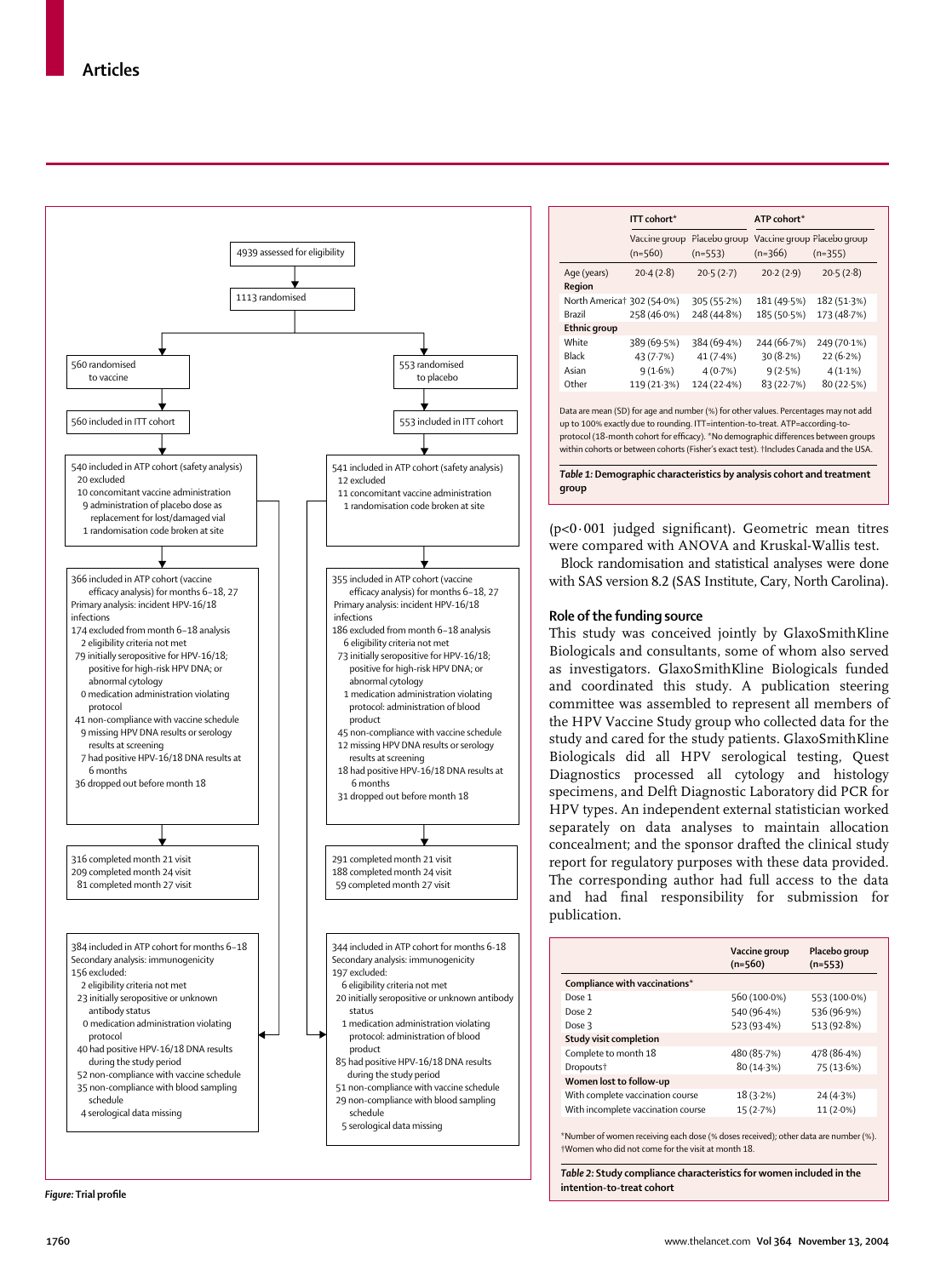4939 assessed for eligibility

1113 randomised

| Vaccine arm | Placebo arm |
|---|---|
| 560 randomised to vaccine | 553 randomised to placebo |
| 560 included in ITT cohort | 553 included in ITT cohort |
| 540 included in ATP cohort (safety analysis)<br>20 excluded<br>10 concomitant vaccine administration<br>9 administration of placebo dose as replacement for lost/damaged vial<br>1 randomisation code broken at site | 541 included in ATP cohort (safety analysis)<br>12 excluded<br>11 concomitant vaccine administration<br>1 randomisation code broken at site |
| 366 included in ATP cohort (vaccine efficacy analysis) for months 6–18, 27<br>Primary analysis: incident HPV-16/18 infections<br>174 excluded from month 6–18 analysis<br>2 eligibility criteria not met<br>79 initially seropositive for HPV-16/18; positive for high-risk HPV DNA; or abnormal cytology<br>0 medication administration violating protocol<br>41 non-compliance with vaccine schedule<br>9 missing HPV DNA results or serology results at screening<br>7 had positive HPV-16/18 DNA results at 6 months<br>36 dropped out before month 18 | 355 included in ATP cohort (vaccine efficacy analysis) for months 6–18, 27<br>Primary analysis: incident HPV-16/18 infections<br>186 excluded from month 6–18 analysis<br>6 eligibility criteria not met<br>73 initially seropositive for HPV-16/18; positive for high-risk HPV DNA; or abnormal cytology<br>1 medication administration violating protocol: administration of blood product<br>45 non-compliance with vaccine schedule<br>12 missing HPV DNA results or serology results at screening<br>18 had positive HPV-16/18 DNA results at 6 months<br>31 dropped out before month 18 |
| 316 completed month 21 visit<br>209 completed month 24 visit<br>81 completed month 27 visit | 291 completed month 21 visit<br>188 completed month 24 visit<br>59 completed month 27 visit |
| 384 included in ATP cohort for months 6–18<br>Secondary analysis: immunogenicity<br>156 excluded:<br>2 eligibility criteria not met<br>23 initially seropositive or unknown antibody status<br>0 medication administration violating protocol<br>40 had positive HPV-16/18 DNA results during the study period<br>52 non-compliance with vaccine schedule<br>35 non-compliance with blood sampling schedule<br>4 serological data missing | 344 included in ATP cohort for months 6-18<br>Secondary analysis: immunogenicity<br>197 excluded:<br>6 eligibility criteria not met<br>20 initially seropositive or unknown antibody status<br>1 medication administration violating protocol: administration of blood product<br>85 had positive HPV-16/18 DNA results during the study period<br>51 non-compliance with vaccine schedule<br>29 non-compliance with blood sampling schedule<br>5 serological data missing |

*Figure:* **Trial profile**

| | ITT cohort* | | ATP cohort* | |
|---|---|---|---|---|
| | Vaccine group (n=560) | Placebo group (n=553) | Vaccine group (n=366) | Placebo group (n=355) |
| Age (years) | 20·4 (2·8) | 20·5 (2·7) | 20·2 (2·9) | 20·5 (2·8) |
| **Region** | | | | |
| North America† | 302 (54·0%) | 305 (55·2%) | 181 (49·5%) | 182 (51·3%) |
| Brazil | 258 (46·0%) | 248 (44·8%) | 185 (50·5%) | 173 (48·7%) |
| **Ethnic group** | | | | |
| White | 389 (69·5%) | 384 (69·4%) | 244 (66·7%) | 249 (70·1%) |
| Black | 43 (7·7%) | 41 (7·4%) | 30 (8·2%) | 22 (6·2%) |
| Asian | 9 (1·6%) | 4 (0·7%) | 9 (2·5%) | 4 (1·1%) |
| Other | 119 (21·3%) | 124 (22·4%) | 83 (22·7%) | 80 (22·5%) |

Data are mean (SD) for age and number (%) for other values. Percentages may not add up to 100% exactly due to rounding. ITT=intention-to-treat. ATP=according-to-protocol (18-month cohort for efficacy). *No demographic differences between groups within cohorts or between cohorts (Fisher's exact test). †Includes Canada and the USA.

*Table 1:* **Demographic characteristics by analysis cohort and treatment group**

($p<0·001$ judged significant). Geometric mean titres were compared with ANOVA and Kruskal-Wallis test.

Block randomisation and statistical analyses were done with SAS version 8.2 (SAS Institute, Cary, North Carolina).

## Role of the funding source

This study was conceived jointly by GlaxoSmithKline Biologicals and consultants, some of whom also served as investigators. GlaxoSmithKline Biologicals funded and coordinated this study. A publication steering committee was assembled to represent all members of the HPV Vaccine Study group who collected data for the study and cared for the study patients. GlaxoSmithKline Biologicals did all HPV serological testing, Quest Diagnostics processed all cytology and histology specimens, and Delft Diagnostic Laboratory did PCR for HPV types. An independent external statistician worked separately on data analyses to maintain allocation concealment; and the sponsor drafted the clinical study report for regulatory purposes with these data provided. The corresponding author had full access to the data and had final responsibility for submission for publication.

| | Vaccine group (n=560) | Placebo group (n=553) |
|---|---|---|
| **Compliance with vaccinations*** | | |
| Dose 1 | 560 (100·0%) | 553 (100·0%) |
| Dose 2 | 540 (96·4%) | 536 (96·9%) |
| Dose 3 | 523 (93·4%) | 513 (92·8%) |
| **Study visit completion** | | |
| Complete to month 18 | 480 (85·7%) | 478 (86·4%) |
| Dropouts† | 80 (14·3%) | 75 (13·6%) |
| **Women lost to follow-up** | | |
| With complete vaccination course | 18 (3·2%) | 24 (4·3%) |
| With incomplete vaccination course | 15 (2·7%) | 11 (2·0%) |

*Number of women receiving each dose (% doses received); other data are number (%). †Women who did not come for the visit at month 18.

*Table 2:* **Study compliance characteristics for women included in the intention-to-treat cohort**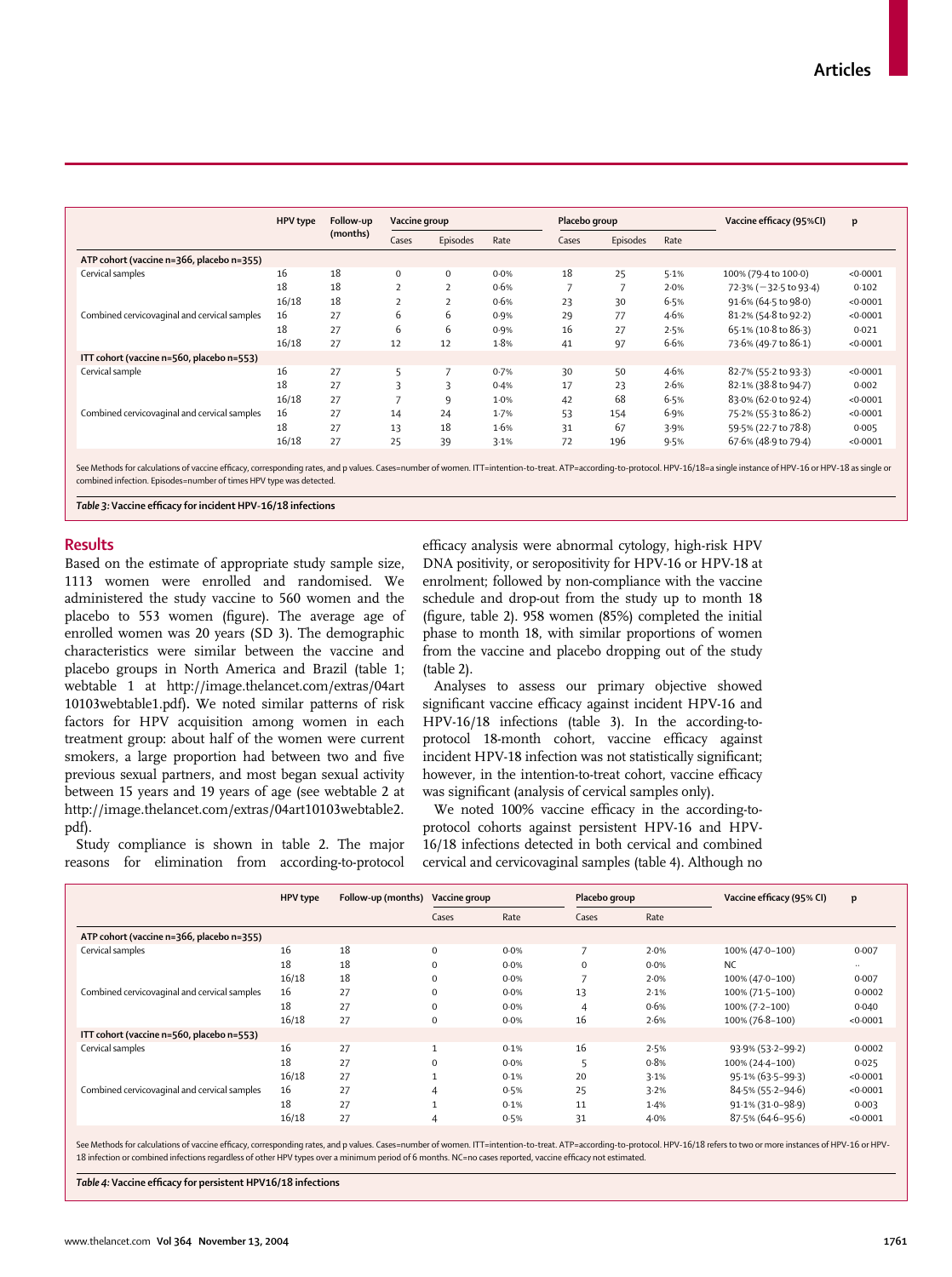| | HPV type | Follow-up (months) | Vaccine group | | | Placebo group | | | Vaccine efficacy (95%CI) | p |
|---|---|---|---|---|---|---|---|---|---|---|
| | | | Cases | Episodes | Rate | Cases | Episodes | Rate | | |
| **ATP cohort (vaccine n=366, placebo n=355)** | | | | | | | | | | |
| Cervical samples | 16 | 18 | 0 | 0 | 0·0% | 18 | 25 | 5·1% | 100% (79·4 to 100·0) | <0·0001 |
| | 18 | 18 | 2 | 2 | 0·6% | 7 | 7 | 2·0% | 72·3% (−32·5 to 93·4) | 0·102 |
| | 16/18 | 18 | 2 | 2 | 0·6% | 23 | 30 | 6·5% | 91·6% (64·5 to 98·0) | <0·0001 |
| Combined cervicovaginal and cervical samples | 16 | 27 | 6 | 6 | 0·9% | 29 | 77 | 4·6% | 81·2% (54·8 to 92·2) | <0·0001 |
| | 18 | 27 | 6 | 6 | 0·9% | 16 | 27 | 2·5% | 65·1% (10·8 to 86·3) | 0·021 |
| | 16/18 | 27 | 12 | 12 | 1·8% | 41 | 97 | 6·6% | 73·6% (49·7 to 86·1) | <0·0001 |
| **ITT cohort (vaccine n=560, placebo n=553)** | | | | | | | | | | |
| Cervical sample | 16 | 27 | 5 | 7 | 0·7% | 30 | 50 | 4·6% | 82·7% (55·2 to 93·3) | <0·0001 |
| | 18 | 27 | 3 | 3 | 0·4% | 17 | 23 | 2·6% | 82·1% (38·8 to 94·7) | 0·002 |
| | 16/18 | 27 | 7 | 9 | 1·0% | 42 | 68 | 6·5% | 83·0% (62·0 to 92·4) | <0·0001 |
| Combined cervicovaginal and cervical samples | 16 | 27 | 14 | 24 | 1·7% | 53 | 154 | 6·9% | 75·2% (55·3 to 86·2) | <0·0001 |
| | 18 | 27 | 13 | 18 | 1·6% | 31 | 67 | 3·9% | 59·5% (22·7 to 78·8) | 0·005 |
| | 16/18 | 27 | 25 | 39 | 3·1% | 72 | 196 | 9·5% | 67·6% (48·9 to 79·4) | <0·0001 |

See Methods for calculations of vaccine efficacy, corresponding rates, and p values. Cases=number of women. ITT=intention-to-treat. ATP=according-to-protocol. HPV-16/18=a single instance of HPV-16 or HPV-18 as single or combined infection. Episodes=number of times HPV type was detected.

*Table 3:* **Vaccine efficacy for incident HPV-16/18 infections**

## Results

Based on the estimate of appropriate study sample size, 1113 women were enrolled and randomised. We administered the study vaccine to 560 women and the placebo to 553 women (figure). The average age of enrolled women was 20 years (SD 3). The demographic characteristics were similar between the vaccine and placebo groups in North America and Brazil (table 1; webtable 1 at http://image.thelancet.com/extras/04art10103webtable1.pdf). We noted similar patterns of risk factors for HPV acquisition among women in each treatment group: about half of the women were current smokers, a large proportion had between two and five previous sexual partners, and most began sexual activity between 15 years and 19 years of age (see webtable 2 at http://image.thelancet.com/extras/04art10103webtable2.pdf).

Study compliance is shown in table 2. The major reasons for elimination from according-to-protocol efficacy analysis were abnormal cytology, high-risk HPV DNA positivity, or seropositivity for HPV-16 or HPV-18 at enrolment; followed by non-compliance with the vaccine schedule and drop-out from the study up to month 18 (figure, table 2). 958 women (85%) completed the initial phase to month 18, with similar proportions of women from the vaccine and placebo dropping out of the study (table 2).

Analyses to assess our primary objective showed significant vaccine efficacy against incident HPV-16 and HPV-16/18 infections (table 3). In the according-to-protocol 18-month cohort, vaccine efficacy against incident HPV-18 infection was not statistically significant; however, in the intention-to-treat cohort, vaccine efficacy was significant (analysis of cervical samples only).

We noted 100% vaccine efficacy in the according-to-protocol cohorts against persistent HPV-16 and HPV-16/18 infections detected in both cervical and combined cervical and cervicovaginal samples (table 4). Although no

| | HPV type | Follow-up (months) | Vaccine group | | Placebo group | | Vaccine efficacy (95% CI) | p |
|---|---|---|---|---|---|---|---|---|
| | | | Cases | Rate | Cases | Rate | | |
| **ATP cohort (vaccine n=366, placebo n=355)** | | | | | | | | |
| Cervical samples | 16 | 18 | 0 | 0·0% | 7 | 2·0% | 100% (47·0–100) | 0·007 |
| | 18 | 18 | 0 | 0·0% | 0 | 0·0% | NC | .. |
| | 16/18 | 18 | 0 | 0·0% | 7 | 2·0% | 100% (47·0–100) | 0·007 |
| Combined cervicovaginal and cervical samples | 16 | 27 | 0 | 0·0% | 13 | 2·1% | 100% (71·5–100) | 0·0002 |
| | 18 | 27 | 0 | 0·0% | 4 | 0·6% | 100% (7·2–100) | 0·040 |
| | 16/18 | 27 | 0 | 0·0% | 16 | 2·6% | 100% (76·8–100) | <0·0001 |
| **ITT cohort (vaccine n=560, placebo n=553)** | | | | | | | | |
| Cervical samples | 16 | 27 | 1 | 0·1% | 16 | 2·5% | 93·9% (53·2–99·2) | 0·0002 |
| | 18 | 27 | 0 | 0·0% | 5 | 0·8% | 100% (24·4–100) | 0·025 |
| | 16/18 | 27 | 1 | 0·1% | 20 | 3·1% | 95·1% (63·5–99·3) | <0·0001 |
| Combined cervicovaginal and cervical samples | 16 | 27 | 4 | 0·5% | 25 | 3·2% | 84·5% (55·2–94·6) | <0·0001 |
| | 18 | 27 | 1 | 0·1% | 11 | 1·4% | 91·1% (31·0–98·9) | 0·003 |
| | 16/18 | 27 | 4 | 0·5% | 31 | 4·0% | 87·5% (64·6–95·6) | <0·0001 |

See Methods for calculations of vaccine efficacy, corresponding rates, and p values. Cases=number of women. ITT=intention-to-treat. ATP=according-to-protocol. HPV-16/18 refers to two or more instances of HPV-16 or HPV-18 infection or combined infections regardless of other HPV types over a minimum period of 6 months. NC=no cases reported, vaccine efficacy not estimated.

*Table 4:* **Vaccine efficacy for persistent HPV16/18 infections**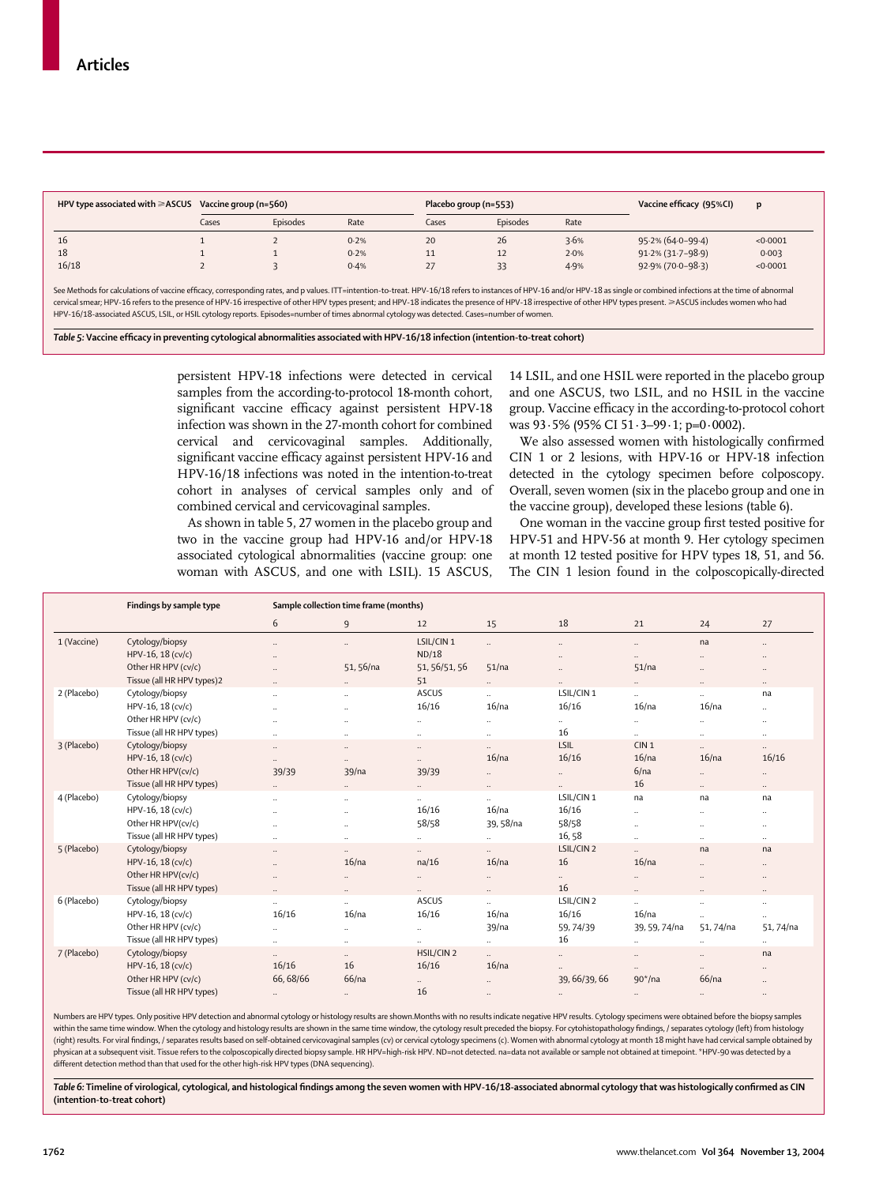| HPV type associated with ≥ASCUS | Vaccine group (n=560) | | | Placebo group (n=553) | | | Vaccine efficacy (95%CI) | p |
|---|---|---|---|---|---|---|---|---|
| | Cases | Episodes | Rate | Cases | Episodes | Rate | | |
| 16 | 1 | 2 | 0·2% | 20 | 26 | 3·6% | 95·2% (64·0–99·4) | <0·0001 |
| 18 | 1 | 1 | 0·2% | 11 | 12 | 2·0% | 91·2% (31·7–98·9) | 0·003 |
| 16/18 | 2 | 3 | 0·4% | 27 | 33 | 4·9% | 92·9% (70·0–98·3) | <0·0001 |

See Methods for calculations of vaccine efficacy, corresponding rates, and p values. ITT=intention-to-treat. HPV-16/18 refers to instances of HPV-16 and/or HPV-18 as single or combined infections at the time of abnormal cervical smear; HPV-16 refers to the presence of HPV-16 irrespective of other HPV types present; and HPV-18 indicates the presence of HPV-18 irrespective of other HPV types present. ≥ASCUS includes women who had HPV-16/18-associated ASCUS, LSIL, or HSIL cytology reports. Episodes=number of times abnormal cytology was detected. Cases=number of women.

*Table 5:* **Vaccine efficacy in preventing cytological abnormalities associated with HPV-16/18 infection (intention-to-treat cohort)**

persistent HPV-18 infections were detected in cervical samples from the according-to-protocol 18-month cohort, significant vaccine efficacy against persistent HPV-18 infection was shown in the 27-month cohort for combined cervical and cervicovaginal samples. Additionally, significant vaccine efficacy against persistent HPV-16 and HPV-16/18 infections was noted in the intention-to-treat cohort in analyses of cervical samples only and of combined cervical and cervicovaginal samples.

As shown in table 5, 27 women in the placebo group and two in the vaccine group had HPV-16 and/or HPV-18 associated cytological abnormalities (vaccine group: one woman with ASCUS, and one with LSIL). 15 ASCUS, 14 LSIL, and one HSIL were reported in the placebo group and one ASCUS, two LSIL, and no HSIL in the vaccine group. Vaccine efficacy in the according-to-protocol cohort was 93·5% (95% CI 51·3–99·1; p=0·0002).

We also assessed women with histologically confirmed CIN 1 or 2 lesions, with HPV-16 or HPV-18 infection detected in the cytology specimen before colposcopy. Overall, seven women (six in the placebo group and one in the vaccine group), developed these lesions (table 6).

One woman in the vaccine group first tested positive for HPV-51 and HPV-56 at month 9. Her cytology specimen at month 12 tested positive for HPV types 18, 51, and 56. The CIN 1 lesion found in the colposcopically-directed

| | Findings by sample type | Sample collection time frame (months) | | | | | | | |
|---|---|---|---|---|---|---|---|---|---|
| | | 6 | 9 | 12 | 15 | 18 | 21 | 24 | 27 |
| 1 (Vaccine) | Cytology/biopsy | .. | .. | LSIL/CIN 1 | .. | .. | .. | na | .. |
| | HPV-16, 18 (cv/c) | .. | | ND/18 | | .. | .. | .. | .. |
| | Other HR HPV (cv/c) | .. | 51, 56/na | 51, 56/51, 56 | 51/na | .. | 51/na | .. | .. |
| | Tissue (all HR HPV types)2 | .. | .. | 51 | .. | .. | .. | .. | .. |
| 2 (Placebo) | Cytology/biopsy | .. | .. | ASCUS | .. | LSIL/CIN 1 | .. | .. | na |
| | HPV-16, 18 (cv/c) | .. | .. | 16/16 | 16/na | 16/16 | 16/na | 16/na | .. |
| | Other HR HPV (cv/c) | .. | .. | .. | .. | .. | .. | .. | .. |
| | Tissue (all HR HPV types) | .. | .. | .. | .. | 16 | .. | .. | .. |
| 3 (Placebo) | Cytology/biopsy | .. | .. | .. | .. | LSIL | CIN 1 | .. | .. |
| | HPV-16, 18 (cv/c) | .. | .. | .. | 16/na | 16/16 | 16/na | 16/na | 16/16 |
| | Other HR HPV(cv/c) | 39/39 | 39/na | 39/39 | .. | .. | 6/na | .. | .. |
| | Tissue (all HR HPV types) | .. | .. | .. | .. | .. | 16 | .. | .. |
| 4 (Placebo) | Cytology/biopsy | .. | .. | .. | .. | LSIL/CIN 1 | na | na | na |
| | HPV-16, 18 (cv/c) | .. | .. | 16/16 | 16/na | 16/16 | .. | .. | .. |
| | Other HR HPV(cv/c) | .. | .. | 58/58 | 39, 58/na | 58/58 | .. | .. | .. |
| | Tissue (all HR HPV types) | .. | .. | .. | .. | 16, 58 | .. | .. | .. |
| 5 (Placebo) | Cytology/biopsy | .. | .. | .. | .. | LSIL/CIN 2 | .. | na | na |
| | HPV-16, 18 (cv/c) | .. | 16/na | na/16 | 16/na | 16 | 16/na | .. | .. |
| | Other HR HPV(cv/c) | .. | .. | .. | .. | .. | .. | .. | .. |
| | Tissue (all HR HPV types) | .. | .. | .. | .. | 16 | .. | .. | .. |
| 6 (Placebo) | Cytology/biopsy | .. | .. | ASCUS | .. | LSIL/CIN 2 | .. | .. | .. |
| | HPV-16, 18 (cv/c) | 16/16 | 16/na | 16/16 | 16/na | 16/16 | 16/na | .. | .. |
| | Other HR HPV (cv/c) | .. | .. | .. | 39/na | 59, 74/39 | 39, 59, 74/na | 51, 74/na | 51, 74/na |
| | Tissue (all HR HPV types) | .. | .. | .. | .. | 16 | .. | .. | .. |
| 7 (Placebo) | Cytology/biopsy | .. | .. | HSIL/CIN 2 | .. | .. | .. | .. | na |
| | HPV-16, 18 (cv/c) | 16/16 | 16 | 16/16 | 16/na | .. | .. | .. | .. |
| | Other HR HPV (cv/c) | 66, 68/66 | 66/na | .. | .. | 39, 66/39, 66 | 90*/na | 66/na | .. |
| | Tissue (all HR HPV types) | .. | .. | 16 | .. | .. | .. | .. | .. |

Numbers are HPV types. Only positive HPV detection and abnormal cytology or histology results are shown.Months with no results indicate negative HPV results. Cytology specimens were obtained before the biopsy samples within the same time window. When the cytology and histology results are shown in the same time window, the cytology result preceded the biopsy. For cytohistopathology findings, / separates cytology (left) from histology (right) results. For viral findings, / separates results based on self-obtained cervicovaginal samples (cv) or cervical cytology specimens (c). Women with abnormal cytology at month 18 might have had cervical sample obtained by physican at a subsequent visit. Tissue refers to the colposcopically directed biopsy sample. HR HPV=high-risk HPV. ND=not detected. na=data not available or sample not obtained at timepoint. *HPV-90 was detected by a different detection method than that used for the other high-risk HPV types (DNA sequencing).

*Table 6:* **Timeline of virological, cytological, and histological findings among the seven women with HPV-16/18-associated abnormal cytology that was histologically confirmed as CIN (intention-to-treat cohort)**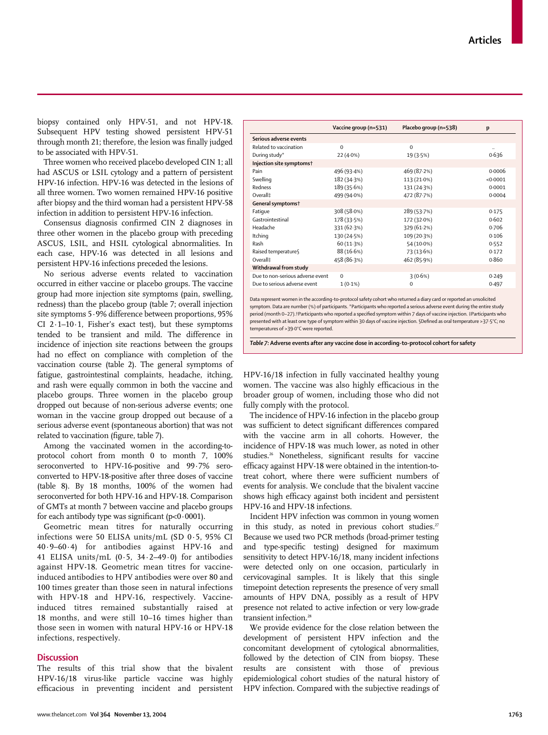biopsy contained only HPV-51, and not HPV-18. Subsequent HPV testing showed persistent HPV-51 through month 21; therefore, the lesion was finally judged to be associated with HPV-51.

Three women who received placebo developed CIN 1; all had ASCUS or LSIL cytology and a pattern of persistent HPV-16 infection. HPV-16 was detected in the lesions of all three women. Two women remained HPV-16 positive after biopsy and the third woman had a persistent HPV-58 infection in addition to persistent HPV-16 infection.

Consensus diagnosis confirmed CIN 2 diagnoses in three other women in the placebo group with preceding ASCUS, LSIL, and HSIL cytological abnormalities. In each case, HPV-16 was detected in all lesions and persistent HPV-16 infections preceded the lesions.

No serious adverse events related to vaccination occurred in either vaccine or placebo groups. The vaccine group had more injection site symptoms (pain, swelling, redness) than the placebo group (table 7; overall injection site symptoms 5·9% difference between proportions, 95% CI 2·1–10·1, Fisher's exact test), but these symptoms tended to be transient and mild. The difference in incidence of injection site reactions between the groups had no effect on compliance with completion of the vaccination course (table 2). The general symptoms of fatigue, gastrointestinal complaints, headache, itching, and rash were equally common in both the vaccine and placebo groups. Three women in the placebo group dropped out because of non-serious adverse events; one woman in the vaccine group dropped out because of a serious adverse event (spontaneous abortion) that was not related to vaccination (figure, table 7).

Among the vaccinated women in the according-to-protocol cohort from month 0 to month 7, 100% seroconverted to HPV-16-positive and 99·7% seroconverted to HPV-18-positive after three doses of vaccine (table 8). By 18 months, 100% of the women had seroconverted for both HPV-16 and HPV-18. Comparison of GMTs at month 7 between vaccine and placebo groups for each antibody type was significant ($p<0·0001$).

Geometric mean titres for naturally occurring infections were 50 ELISA units/mL (SD 0·5, 95% CI 40·9–60·4) for antibodies against HPV-16 and 41 ELISA units/mL (0·5, 34·2–49·0) for antibodies against HPV-18. Geometric mean titres for vaccine-induced antibodies to HPV antibodies were over 80 and 100 times greater than those seen in natural infections with HPV-18 and HPV-16, respectively. Vaccine-induced titres remained substantially raised at 18 months, and were still 10–16 times higher than those seen in women with natural HPV-16 or HPV-18 infections, respectively.

| | Vaccine group (n=531) | Placebo group (n=538) | p |
|---|---|---|---|
| **Serious adverse events** | | | |
| Related to vaccination | 0 | 0 | .. |
| During study* | 22 (4·0%) | 19 (3·5%) | 0·636 |
| **Injection site symptoms†** | | | |
| Pain | 496 (93·4%) | 469 (87·2%) | 0·0006 |
| Swelling | 182 (34·3%) | 113 (21·0%) | <0·0001 |
| Redness | 189 (35·6%) | 131 (24·3%) | 0·0001 |
| Overall‡ | 499 (94·0%) | 472 (87·7%) | 0·0004 |
| **General symptoms†** | | | |
| Fatigue | 308 (58·0%) | 289 (53·7%) | 0·175 |
| Gastrointestinal | 178 (33·5%) | 172 (32·0%) | 0·602 |
| Headache | 331 (62·3%) | 329 (61·2%) | 0·706 |
| Itching | 130 (24·5%) | 109 (20·3%) | 0·106 |
| Rash | 60 (11·3%) | 54 (10·0%) | 0·552 |
| Raised temperature§ | 88 (16·6%) | 73 (13·6%) | 0·172 |
| Overall‡ | 458 (86·3%) | 462 (85·9%) | 0·860 |
| **Withdrawal from study** | | | |
| Due to non-serious adverse event | 0 | 3 (0·6%) | 0·249 |
| Due to serious adverse event | 1 (0·1%) | 0 | 0·497 |

Data represent women in the according-to-protocol safety cohort who returned a diary card or reported an unsolicited symptom. Data are number (%) of participants. *Participants who reported a serious adverse event during the entire study period (month 0–27). †Participants who reported a specified symptom within 7 days of vaccine injection. ‡Participants who presented with at least one type of symptom within 30 days of vaccine injection. §Defined as oral temperature >37·5°C; no temperatures of >39·0°C were reported.

*Table 7:* **Adverse events after any vaccine dose in according-to-protocol cohort for safety**

## Discussion

The results of this trial show that the bivalent HPV-16/18 virus-like particle vaccine was highly efficacious in preventing incident and persistent HPV-16/18 infection in fully vaccinated healthy young women. The vaccine was also highly efficacious in the broader group of women, including those who did not fully comply with the protocol.

The incidence of HPV-16 infection in the placebo group was sufficient to detect significant differences compared with the vaccine arm in all cohorts. However, the incidence of HPV-18 was much lower, as noted in other studies.[26] Nonetheless, significant results for vaccine efficacy against HPV-18 were obtained in the intention-to-treat cohort, where there were sufficient numbers of events for analysis. We conclude that the bivalent vaccine shows high efficacy against both incident and persistent HPV-16 and HPV-18 infections.

Incident HPV infection was common in young women in this study, as noted in previous cohort studies.[27] Because we used two PCR methods (broad-primer testing and type-specific testing) designed for maximum sensitivity to detect HPV-16/18, many incident infections were detected only on one occasion, particularly in cervicovaginal samples. It is likely that this single timepoint detection represents the presence of very small amounts of HPV DNA, possibly as a result of HPV presence not related to active infection or very low-grade transient infection.[28]

We provide evidence for the close relation between the development of persistent HPV infection and the concomitant development of cytological abnormalities, followed by the detection of CIN from biopsy. These results are consistent with those of previous epidemiological cohort studies of the natural history of HPV infection. Compared with the subjective readings of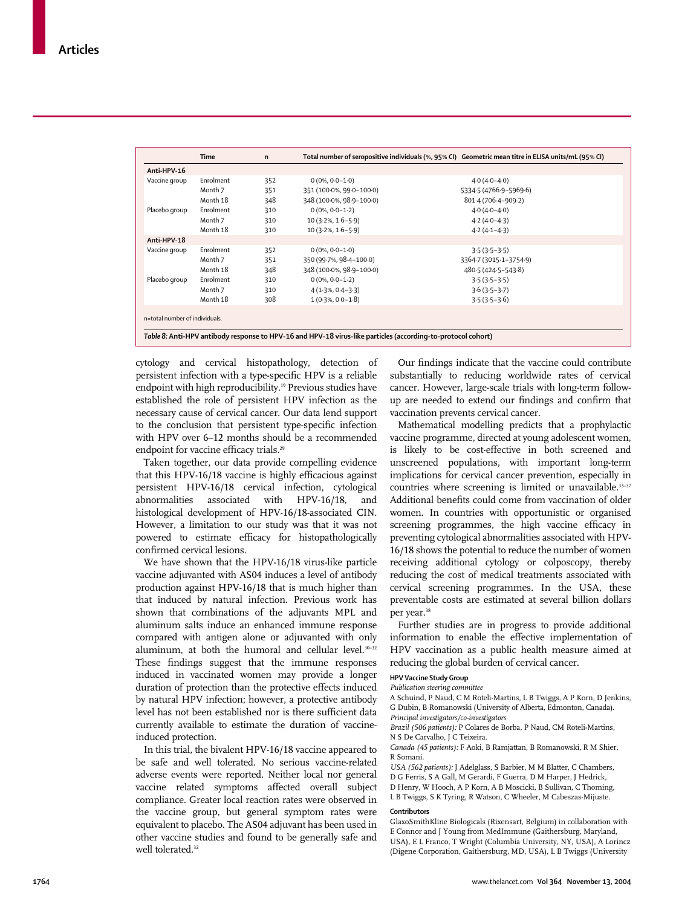| | Time | n | Total number of seropositive individuals (%, 95% CI) | Geometric mean titre in ELISA units/mL (95% CI) |
|---|---|---|---|---|
| **Anti-HPV-16** | | | | |
| Vaccine group | Enrolment | 352 | 0 (0%, 0·0–1·0) | 4·0 (4·0–4·0) |
| | Month 7 | 351 | 351 (100·0%, 99·0–100·0) | 5334·5 (4766·9–5969·6) |
| | Month 18 | 348 | 348 (100·0%, 98·9–100·0) | 801·4 (706·4–909·2) |
| Placebo group | Enrolment | 310 | 0 (0%, 0·0–1·2) | 4·0 (4·0–4·0) |
| | Month 7 | 310 | 10 (3·2%, 1·6–5·9) | 4·2 (4·0–4·3) |
| | Month 18 | 310 | 10 (3·2%, 1·6–5·9) | 4·2 (4·1–4·3) |
| **Anti-HPV-18** | | | | |
| Vaccine group | Enrolment | 352 | 0 (0%, 0·0–1·0) | 3·5 (3·5–3·5) |
| | Month 7 | 351 | 350 (99·7%, 98·4–100·0) | 3364·7 (3015·1–3754·9) |
| | Month 18 | 348 | 348 (100·0%, 98·9–100·0) | 480·5 (424·5–543·8) |
| Placebo group | Enrolment | 310 | 0 (0%, 0·0–1·2) | 3·5 (3·5–3·5) |
| | Month 7 | 310 | 4 (1·3%, 0·4–3·3) | 3·6 (3·5–3·7) |
| | Month 18 | 308 | 1 (0·3%, 0·0–1·8) | 3·5 (3·5–3·6) |

n=total number of individuals.

*Table 8:* **Anti-HPV antibody response to HPV-16 and HPV-18 virus-like particles (according-to-protocol cohort)**

cytology and cervical histopathology, detection of persistent infection with a type-specific HPV is a reliable endpoint with high reproducibility.[19] Previous studies have established the role of persistent HPV infection as the necessary cause of cervical cancer. Our data lend support to the conclusion that persistent type-specific infection with HPV over 6–12 months should be a recommended endpoint for vaccine efficacy trials.[29]

Taken together, our data provide compelling evidence that this HPV-16/18 vaccine is highly efficacious against persistent HPV-16/18 cervical infection, cytological abnormalities associated with HPV-16/18, and histological development of HPV-16/18-associated CIN. However, a limitation to our study was that it was not powered to estimate efficacy for histopathologically confirmed cervical lesions.

We have shown that the HPV-16/18 virus-like particle vaccine adjuvanted with AS04 induces a level of antibody production against HPV-16/18 that is much higher than that induced by natural infection. Previous work has shown that combinations of the adjuvants MPL and aluminum salts induce an enhanced immune response compared with antigen alone or adjuvanted with only aluminum, at both the humoral and cellular level.[30–32] These findings suggest that the immune responses induced in vaccinated women may provide a longer duration of protection than the protective effects induced by natural HPV infection; however, a protective antibody level has not been established nor is there sufficient data currently available to estimate the duration of vaccine-induced protection.

In this trial, the bivalent HPV-16/18 vaccine appeared to be safe and well tolerated. No serious vaccine-related adverse events were reported. Neither local nor general vaccine related symptoms affected overall subject compliance. Greater local reaction rates were observed in the vaccine group, but general symptom rates were equivalent to placebo. The AS04 adjuvant has been used in other vaccine studies and found to be generally safe and well tolerated.[32]

Our findings indicate that the vaccine could contribute substantially to reducing worldwide rates of cervical cancer. However, large-scale trials with long-term follow-up are needed to extend our findings and confirm that vaccination prevents cervical cancer.

Mathematical modelling predicts that a prophylactic vaccine programme, directed at young adolescent women, is likely to be cost-effective in both screened and unscreened populations, with important long-term implications for cervical cancer prevention, especially in countries where screening is limited or unavailable.[33–37] Additional benefits could come from vaccination of older women. In countries with opportunistic or organised screening programmes, the high vaccine efficacy in preventing cytological abnormalities associated with HPV-16/18 shows the potential to reduce the number of women receiving additional cytology or colposcopy, thereby reducing the cost of medical treatments associated with cervical screening programmes. In the USA, these preventable costs are estimated at several billion dollars per year.[38]

Further studies are in progress to provide additional information to enable the effective implementation of HPV vaccination as a public health measure aimed at reducing the global burden of cervical cancer.

#### HPV Vaccine Study Group

*Publication steering committee*

A Schuind, P Naud, C M Roteli-Martins, L B Twiggs, A P Korn, D Jenkins, G Dubin, B Romanowski (University of Alberta, Edmonton, Canada).

*Principal investigators/co-investigators*

*Brazil (506 patients):* P Colares de Borba, P Naud, CM Roteli-Martins, N S De Carvalho, J C Teixeira.

*Canada (45 patients):* F Aoki, B Ramjattan, B Romanowski, R M Shier, R Somani.

*USA (562 patients):* J Adelglass, S Barbier, M M Blatter, C Chambers, D G Ferris, S A Gall, M Gerardi, F Guerra, D M Harper, J Hedrick, D Henry, W Hooch, A P Korn, A B Moscicki, B Sullivan, C Thoming, L B Twiggs, S K Tyring, R Watson, C Wheeler, M Cabeszas-Mijuste.

#### Contributors

GlaxoSmithKline Biologicals (Rixensart, Belgium) in collaboration with E Connor and J Young from MedImmune (Gaithersburg, Maryland, USA), E L Franco, T Wright (Columbia University, NY, USA), A Lorincz (Digene Corporation, Gaithersburg, MD, USA), L B Twiggs (University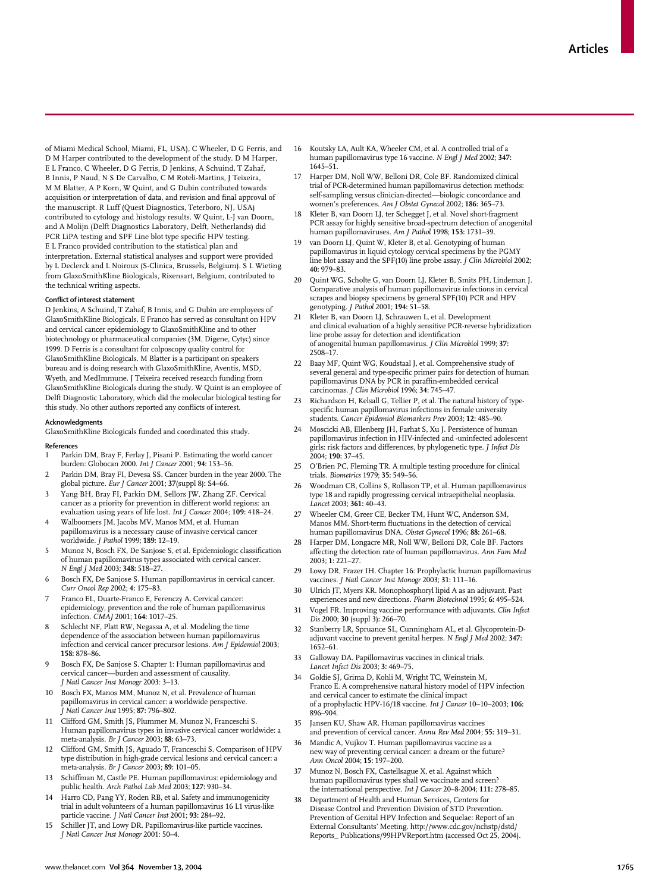of Miami Medical School, Miami, FL, USA), C Wheeler, D G Ferris, and D M Harper contributed to the development of the study. D M Harper, E L Franco, C Wheeler, D G Ferris, D Jenkins, A Schuind, T Zahaf, B Innis, P Naud, N S De Carvalho, C M Roteli-Martins, J Teixeira, M M Blatter, A P Korn, W Quint, and G Dubin contributed towards acquisition or interpretation of data, and revision and final approval of the manuscript. R Luff (Quest Diagnostics, Teterboro, NJ, USA) contributed to cytology and histology results. W Quint, L-J van Doorn, and A Molijn (Delft Diagnostics Laboratory, Delft, Netherlands) did PCR LiPA testing and SPF Line blot type specific HPV testing. E L Franco provided contribution to the statistical plan and interpretation. External statistical analyses and support were provided by L Declerck and L Noiroux (S-Clinica, Brussels, Belgium). S L Wieting from GlaxoSmithKline Biologicals, Rixensart, Belgium, contributed to the technical writing aspects.

#### Conflict of interest statement

D Jenkins, A Schuind, T Zahaf, B Innis, and G Dubin are employees of GlaxoSmithKline Biologicals. E Franco has served as consultant on HPV and cervical cancer epidemiology to GlaxoSmithKline and to other biotechnology or pharmaceutical companies (3M, Digene, Cytyc) since 1999. D Ferris is a consultant for colposcopy quality control for GlaxoSmithKline Biologicals. M Blatter is a participant on speakers bureau and is doing research with GlaxoSmithKline, Aventis, MSD, Wyeth, and MedImmune. J Teixeira received research funding from GlaxoSmithKline Biologicals during the study. W Quint is an employee of Delft Diagnostic Laboratory, which did the molecular biological testing for this study. No other authors reported any conflicts of interest.

#### Acknowledgments

GlaxoSmithKline Biologicals funded and coordinated this study.

#### References

1. Parkin DM, Bray F, Ferlay J, Pisani P. Estimating the world cancer burden: Globocan 2000. *Int J Cancer* 2001; **94:** 153–56.
2. Parkin DM, Bray FI, Devesa SS. Cancer burden in the year 2000. The global picture. *Eur J Cancer* 2001; **37**(suppl 8): S4–66.
3. Yang BH, Bray FI, Parkin DM, Sellors JW, Zhang ZF. Cervical cancer as a priority for prevention in different world regions: an evaluation using years of life lost. *Int J Cancer* 2004; **109:** 418–24.
4. Walboomers JM, Jacobs MV, Manos MM, et al. Human papillomavirus is a necessary cause of invasive cervical cancer worldwide. *J Pathol* 1999; **189:** 12–19.
5. Munoz N, Bosch FX, De Sanjose S, et al. Epidemiologic classification of human papillomavirus types associated with cervical cancer. *N Engl J Med* 2003; **348:** 518–27.
6. Bosch FX, De Sanjose S. Human papillomavirus in cervical cancer. *Curr Oncol Rep* 2002; **4:** 175–83.
7. Franco EL, Duarte-Franco E, Ferenczy A. Cervical cancer: epidemiology, prevention and the role of human papillomavirus infection. *CMAJ* 2001; **164:** 1017–25.
8. Schlecht NF, Platt RW, Negassa A, et al. Modeling the time dependence of the association between human papillomavirus infection and cervical cancer precursor lesions. *Am J Epidemiol* 2003; **158:** 878–86.
9. Bosch FX, De Sanjose S. Chapter 1: Human papillomavirus and cervical cancer—burden and assessment of causality. *J Natl Cancer Inst Monogr* 2003: 3–13.
10. Bosch FX, Manos MM, Munoz N, et al. Prevalence of human papillomavirus in cervical cancer: a worldwide perspective. *J Natl Cancer Inst* 1995; **87:** 796–802.
11. Clifford GM, Smith JS, Plummer M, Munoz N, Franceschi S. Human papillomavirus types in invasive cervical cancer worldwide: a meta-analysis. *Br J Cancer* 2003; **88:** 63–73.
12. Clifford GM, Smith JS, Aguado T, Franceschi S. Comparison of HPV type distribution in high-grade cervical lesions and cervical cancer: a meta-analysis. *Br J Cancer* 2003; **89:** 101–05.
13. Schiffman M, Castle PE. Human papillomavirus: epidemiology and public health. *Arch Pathol Lab Med* 2003; **127:** 930–34.
14. Harro CD, Pang YY, Roden RB, et al. Safety and immunogenicity trial in adult volunteers of a human papillomavirus 16 L1 virus-like particle vaccine. *J Natl Cancer Inst* 2001; **93:** 284–92.
15. Schiller JT, and Lowy DR. Papillomavirus-like particle vaccines. *J Natl Cancer Inst Monogr* 2001: 50–4.
16. Koutsky LA, Ault KA, Wheeler CM, et al. A controlled trial of a human papillomavirus type 16 vaccine. *N Engl J Med* 2002; **347:** 1645–51.
17. Harper DM, Noll WW, Belloni DR, Cole BF. Randomized clinical trial of PCR-determined human papillomavirus detection methods: self-sampling versus clinician-directed—biologic concordance and women's preferences. *Am J Obstet Gynecol* 2002; **186:** 365–73.
18. Kleter B, van Doorn LJ, ter Schegget J, et al. Novel short-fragment PCR assay for highly sensitive broad-spectrum detection of anogenital human papillomaviruses. *Am J Pathol* 1998; **153:** 1731–39.
19. van Doorn LJ, Quint W, Kleter B, et al. Genotyping of human papillomavirus in liquid cytology cervical specimens by the PGMY line blot assay and the SPF(10) line probe assay. *J Clin Microbiol* 2002; **40:** 979–83.
20. Quint WG, Scholte G, van Doorn LJ, Kleter B, Smits PH, Lindeman J. Comparative analysis of human papillomavirus infections in cervical scrapes and biopsy specimens by general SPF(10) PCR and HPV genotyping. *J Pathol* 2001; **194:** 51–58.
21. Kleter B, van Doorn LJ, Schrauwen L, et al. Development and clinical evaluation of a highly sensitive PCR-reverse hybridization line probe assay for detection and identification of anogenital human papillomavirus. *J Clin Microbiol* 1999; **37:** 2508–17.
22. Baay MF, Quint WG, Koudstaal J, et al. Comprehensive study of several general and type-specific primer pairs for detection of human papillomavirus DNA by PCR in paraffin-embedded cervical carcinomas. *J Clin Microbiol* 1996; **34:** 745–47.
23. Richardson H, Kelsall G, Tellier P, et al. The natural history of type-specific human papillomavirus infections in female university students. *Cancer Epidemiol Biomarkers Prev* 2003; **12:** 485–90.
24. Moscicki AB, Ellenberg JH, Farhat S, Xu J. Persistence of human papillomavirus infection in HIV-infected and -uninfected adolescent girls: risk factors and differences, by phylogenetic type. *J Infect Dis* 2004; **190:** 37–45.
25. O'Brien PC, Fleming TR. A multiple testing procedure for clinical trials. *Biometrics* 1979; **35:** 549–56.
26. Woodman CB, Collins S, Rollason TP, et al. Human papillomavirus type 18 and rapidly progressing cervical intraepithelial neoplasia. *Lancet* 2003; **361:** 40–43.
27. Wheeler CM, Greer CE, Becker TM, Hunt WC, Anderson SM, Manos MM. Short-term fluctuations in the detection of cervical human papillomavirus DNA. *Obstet Gynecol* 1996; **88:** 261–68.
28. Harper DM, Longacre MR, Noll WW, Belloni DR, Cole BF. Factors affecting the detection rate of human papillomavirus. *Ann Fam Med* 2003; **1:** 221–27.
29. Lowy DR, Frazer IH. Chapter 16: Prophylactic human papillomavirus vaccines. *J Natl Cancer Inst Monogr* 2003; **31:** 111–16.
30. Ulrich JT, Myers KR. Monophosphoryl lipid A as an adjuvant. Past experiences and new directions. *Pharm Biotechnol* 1995; **6:** 495–524.
31. Vogel FR. Improving vaccine performance with adjuvants. *Clin Infect Dis* 2000; **30** (suppl 3): 266–70.
32. Stanberry LR, Spruance SL, Cunningham AL, et al. Glycoprotein-D-adjuvant vaccine to prevent genital herpes. *N Engl J Med* 2002; **347:** 1652–61.
33. Galloway DA. Papillomavirus vaccines in clinical trials. *Lancet Infect Dis* 2003; **3:** 469–75.
34. Goldie SJ, Grima D, Kohli M, Wright TC, Weinstein M, Franco E. A comprehensive natural history model of HPV infection and cervical cancer to estimate the clinical impact of a prophylactic HPV-16/18 vaccine. *Int J Cancer* 10–10–2003; **106:** 896–904.
35. Jansen KU, Shaw AR. Human papillomavirus vaccines and prevention of cervical cancer. *Annu Rev Med* 2004; **55:** 319–31.
36. Mandic A, Vujkov T. Human papillomavirus vaccine as a new way of preventing cervical cancer: a dream or the future? *Ann Oncol* 2004; **15:** 197–200.
37. Munoz N, Bosch FX, Castellsague X, et al. Against which human papillomavirus types shall we vaccinate and screen? the international perspective. *Int J Cancer* 20–8-2004; **111:** 278–85.
38. Department of Health and Human Services, Centers for Disease Control and Prevention Division of STD Prevention. Prevention of Genital HPV Infection and Sequelae: Report of an External Consultants' Meeting. http://www.cdc.gov/nchstp/dstd/Reports_ Publications/99HPVReport.htm (accessed Oct 25, 2004).